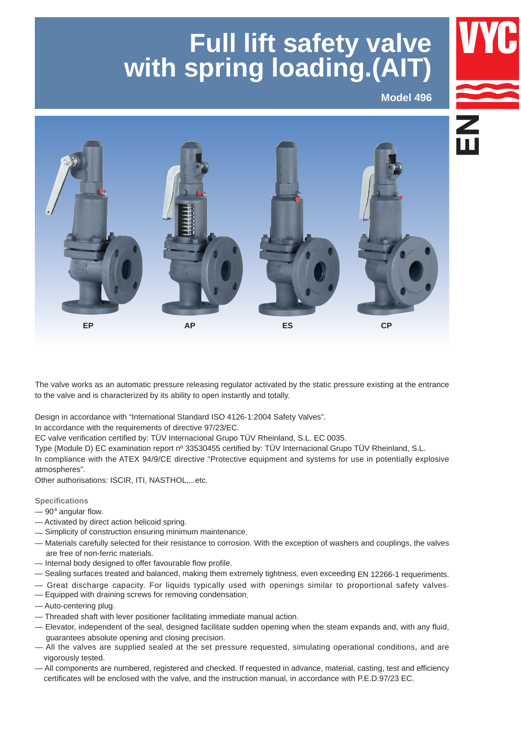# Full lift safety valve with spring loading.(AIT)

**Model 496**

EP AP ES CP

The valve works as an automatic pressure releasing regulator activated by the static pressure existing at the entrance to the valve and is characterized by its ability to open instantly and totally.

Design in accordance with "International Standard ISO 4126-1:2004 Safety Valves".
In accordance with the requirements of directive 97/23/EC.
EC valve verification certified by: TÜV Internacional Grupo TÜV Rheinland, S.L. EC 0035.
Type (Module D) EC examination report nº 33530455 certified by: TÜV Internacional Grupo TÜV Rheinland, S.L.
In compliance with the ATEX 94/9/CE directive "Protective equipment and systems for use in potentially explosive atmospheres".
Other authorisations: ISCIR, ITI, NASTHOL,...etc.

### Specifications

- 90° angular flow.
- Activated by direct action helicoid spring.
- Simplicity of construction ensuring minimum maintenance.
- Materials carefully selected for their resistance to corrosion. With the exception of washers and couplings, the valves are free of non-ferric materials.
- Internal body designed to offer favourable flow profile.
- Sealing surfaces treated and balanced, making them extremely tightness, even exceeding EN 12266-1 requeriments.
- Great discharge capacity. For liquids typically used with openings similar to proportional safety valves.
- Equipped with draining screws for removing condensation.
- Auto-centering plug.
- Threaded shaft with lever positioner facilitating immediate manual action.
- Elevator, independent of the seal, designed facilitate sudden opening when the steam expands and, with any fluid, guarantees absolute opening and closing precision.
- All the valves are supplied sealed at the set pressure requested, simulating operational conditions, and are vigorously tested.
- All components are numbered, registered and checked. If requested in advance, material, casting, test and efficiency certificates will be enclosed with the valve, and the instruction manual, in accordance with P.E.D.97/23 EC.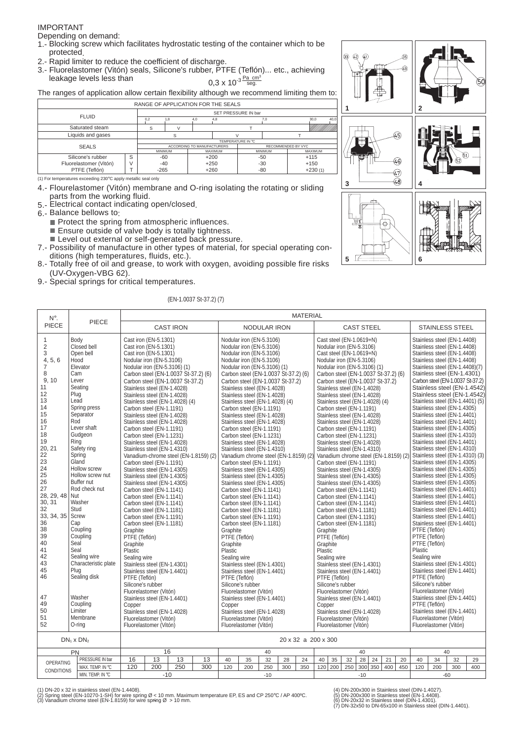IMPORTANT

Depending on demand:

1.- Blocking screw which facilitates hydrostatic testing of the container which to be protected.
2.- Rapid limiter to reduce the coefficient of discharge.
3.- Fluorelastomer (Vitón) seals, Silicone's rubber, PTFE (Teflón)... etc., achieving leakage levels less than $0,3 \times 10^{-3} \frac{Pa \cdot cm^3}{seg.}$

The ranges of application allow certain flexibility although we recommend limiting them to:

| RANGE OF APPLICATION FOR THE SEALS | | | | | | | | |
|---|---|---|---|---|---|---|---|---|
| FLUID | | SET PRESSURE IN bar (0,2 · 1,8 · 4,0 · 4,8 · 7,0 · 30,0 · 40,0) | | | | | | |
| Saturated steam | | S | V | | T | | | |
| Liquids and gases | | S | | V | | T | | |
| SEALS | | TEMPERATURE IN ºC | | | | | | |
| | | ACCORDING TO MANUFACTURERS | | | RECOMMENDED BY VYC | | | |
| | | MINIMUM | | MAXIMUM | MINIMUM | | MAXIMUM | |
| Silicone's rubber | S | -60 | | +200 | -50 | | +115 | |
| Fluorelastomer (Vitón) | V | -40 | | +250 | -30 | | +150 | |
| PTFE (Teflón) | T | -265 | | +260 | -80 | | +230 (1) | |

(1) For temperatures exceeding 230ºC apply metallic seal only

4.- Flourelastomer (Vitón) membrane and O-ring isolating the rotating or sliding parts from the working fluid.
5.- Electrical contact indicating open/closed.
6.- Balance bellows to:
   - Protect the spring from atmospheric influences.
   - Ensure outside of valve body is totally tightness.
   - Level out external or self-generated back pressure.
7.- Possibility of manufacture in other types of material, for special operating conditions (high temperatures, fluids, etc.).
8.- Totally free of oil and grease, to work with oxygen, avoiding possible fire risks (UV-Oxygen-VBG 62).
9.- Special springs for critical temperatures.

1 (33, 42, 41, 35, 49) 2 (50) 3 (45, 46, 47, 48) 4 (51, 52) 5 6

(EN-1.0037 St-37.2) (7)

| Nº. PIECE | PIECE | CAST IRON | NODULAR IRON | CAST STEEL | STAINLESS STEEL |
|---|---|---|---|---|---|
| 1 | Body | Cast iron (EN-5.1301) | Nodular iron (EN-5.3106) | Cast steel (EN-1.0619+N) | Stainless steel (EN-1.4408) |
| 2 | Closed bell | Cast iron (EN-5.1301) | Nodular iron (EN-5.3106) | Nodular iron (EN-5.3106) | Stainless steel (EN-1.4408) |
| 3 | Open bell | Cast iron (EN-5.1301) | Nodular iron (EN-5.3106) | Cast steel (EN-1.0619+N) | Stainless steel (EN-1.4408) |
| 4, 5, 6 | Hood | Nodular iron (EN-5.3106) | Nodular iron (EN-5.3106) | Nodular iron (EN-5.3106) | Stainless steel (EN-1.4408) |
| 7 | Elevator | Nodular iron (EN-5.3106) (1) | Nodular iron (EN-5.3106) (1) | Nodular iron (EN-5.3106) (1) | Stainless steel (EN-1.4408)(7) |
| 8 | Cam | Carbon steel (EN-1.0037 St-37.2) (6) | Carbon steel (EN-1.0037 St-37.2) (6) | Carbon steel (EN-1.0037 St-37.2) (6) | Stainless steel (EN-1.4301) |
| 9, 10 | Lever | Carbon steel (EN-1.0037 St-37.2) | Carbon steel (EN-1.0037 St-37.2) | Carbon steel (EN-1.0037 St-37.2) | Carbon steel (EN-1.0037 St-37.2) |
| 11 | Seating | Stainless steel (EN-1.4028) | Stainless steel (EN-1.4028) | Stainless steel (EN-1.4028) | Stainless steel (EN-1.4542) |
| 12 | Plug | Stainless steel (EN-1.4028) | Stainless steel (EN-1.4028) | Stainless steel (EN-1.4028) | Stainless steel (EN-1.4542) |
| 13 | Lead | Stainless steel (EN-1.4028) (4) | Stainless steel (EN-1.4028) (4) | Stainless steel (EN-1.4028) (4) | Stainless steel (EN-1.4401) (5) |
| 14 | Spring press | Carbon steel (EN-1.1191) | Carbon steel (EN-1.1191) | Carbon steel (EN-1.1191) | Stainless steel (EN-1.4305) |
| 15 | Separator | Stainless steel (EN-1.4028) | Stainless steel (EN-1.4028) | Stainless steel (EN-1.4028) | Stainless steel (EN-1.4401) |
| 16 | Rod | Stainless steel (EN-1.4028) | Stainless steel (EN-1.4028) | Stainless steel (EN-1.4028) | Stainless steel (EN-1.4401) |
| 17 | Lever shaft | Carbon steel (EN-1.1191) | Carbon steel (EN-1.1191) | Carbon steel (EN-1.1191) | Stainless steel (EN-1.4305) |
| 18 | Gudgeon | Carbon steel (EN-1.1231) | Carbon steel (EN-1.1231) | Carbon steel (EN-1.1231) | Stainless steel (EN-1.4310) |
| 19 | Ring | Stainless steel (EN-1.4028) | Stainless steel (EN-1.4028) | Stainless steel (EN-1.4028) | Stainless steel (EN-1.4401) |
| 20, 21 | Safety ring | Stainless steel (EN-1.4310) | Stainless steel (EN-1.4310) | Stainless steel (EN-1.4310) | Stainless steel (EN-1.4310) |
| 22 | Spring | Vanadium-chrome steel (EN-1.8159) (2) | Vanadium chrome steel (EN-1.8159) (2) | Vanadium chrome steel (EN-1.8159) (2) | Stainless steel (EN-1.4310) (3) |
| 23 | Gland | Carbon steel (EN-1.1191) | Carbon steel (EN-1.1191) | Carbon steel (EN-1.1191) | Stainless steel (EN-1.4305) |
| 24 | Hollow screw | Stainless steel (EN-1.4305) | Stainless steel (EN-1.4305) | Stainless steel (EN-1.4305) | Stainless steel (EN-1.4305) |
| 25 | Hollow screw nut | Stainless steel (EN-1.4305) | Stainless steel (EN-1.4305) | Stainless steel (EN-1.4305) | Stainless steel (EN-1.4305) |
| 26 | Buffer nut | Stainless steel (EN-1.4305) | Stainless steel (EN-1.4305) | Stainless steel (EN-1.4305) | Stainless steel (EN-1.4305) |
| 27 | Rod check nut | Carbon steel (EN-1.1141) | Carbon steel (EN-1.1141) | Carbon steel (EN-1.1141) | Stainless steel (EN-1.4401) |
| 28, 29, 48 | Nut | Carbon steel (EN-1.1141) | Carbon steel (EN-1.1141) | Carbon steel (EN-1.1141) | Stainless steel (EN-1.4401) |
| 30, 31 | Washer | Carbon steel (EN-1.1141) | Carbon steel (EN-1.1141) | Carbon steel (EN-1.1141) | Stainless steel (EN-1.4401) |
| 32 | Stud | Carbon steel (EN-1.1181) | Carbon steel (EN-1.1181) | Carbon steel (EN-1.1181) | Stainless steel (EN-1.4401) |
| 33, 34, 35 | Screw | Carbon steel (EN-1.1191) | Carbon steel (EN-1.1191) | Carbon steel (EN-1.1191) | Stainless steel (EN-1.4401) |
| 36 | Cap | Carbon steel (EN-1.1181) | Carbon steel (EN-1.1181) | Carbon steel (EN-1.1181) | Stainless steel (EN-1.4401) |
| 38 | Coupling | Graphite | Graphite | Graphite | PTFE (Teflón) |
| 39 | Coupling | PTFE (Teflón) | PTFE (Teflón) | PTFE (Teflón) | PTFE (Teflón) |
| 40 | Seal | Graphite | Graphite | Graphite | PTFE (Teflón) |
| 41 | Seal | Plastic | Plastic | Plastic | Plastic |
| 42 | Sealing wire | Sealing wire | Sealing wire | Sealing wire | Sealing wire |
| 43 | Characteristic plate | Stainless steel (EN-1.4301) | Stainless steel (EN-1.4301) | Stainless steel (EN-1.4301) | Stainless steel (EN-1.4301) |
| 45 | Plug | Stainless steel (EN-1.4401) | Stainless steel (EN-1.4401) | Stainless steel (EN-1.4401) | Stainless steel (EN-1.4401) |
| 46 | Sealing disk | PTFE (Teflón) | PTFE (Teflón) | PTFE (Teflón) | PTFE (Teflón) |
| | | Silicone's rubber | Silicone's rubber | Silicone's rubber | Silicone's rubber |
| | | Fluorelastomer (Vitón) | Fluorelastomer (Vitón) | Fluorelastomer (Vitón) | Fluorelastomer (Vitón) |
| 47 | Washer | Stainless steel (EN-1.4401) | Stainless steel (EN-1.4401) | Stainless steel (EN-1.4401) | Stainless steel (EN-1.4401) |
| 49 | Coupling | Copper | Copper | Copper | PTFE (Teflón) |
| 50 | Limiter | Stainless steel (EN-1.4028) | Stainless steel (EN-1.4028) | Stainless steel (EN-1.4028) | Stainless steel (EN-1.4401) |
| 51 | Membrane | Fluorelastomer (Vitón) | Fluorelastomer (Vitón) | Fluorelastomer (Vitón) | Fluorelastomer (Vitón) |
| 52 | O-ring | Fluorelastomer (Vitón) | Fluorelastomer (Vitón) | Fluorelastomer (Vitón) | Fluorelastomer (Vitón) |
| $DN_1 \times DN_2$ | | 20 x 32 a 200 x 300 | | | |

| OPERATING CONDITIONS | | CAST IRON | | | | NODULAR IRON | | | | | CAST STEEL | | | | | | | STAINLESS STEEL | | | |
|---|---|---|---|---|---|---|---|---|---|---|---|---|---|---|---|---|---|---|---|---|---|
| PN | | 16 | | | | 40 | | | | | 40 | | | | | | | 40 | | | |
| | PRESSURE IN bar | 16 | 13 | 13 | 13 | 40 | 35 | 32 | 28 | 24 | 40 | 35 | 32 | 28 | 24 | 21 | 20 | 40 | 34 | 32 | 29 |
| | MAX. TEMP. IN ºC | 120 | 200 | 250 | 300 | 120 | 200 | 250 | 300 | 350 | 120 | 200 | 250 | 300 | 350 | 400 | 450 | 120 | 200 | 300 | 400 |
| | MIN. TEMP. IN ºC | -10 | | | | -10 | | | | | -10 | | | | | | | -60 | | | |

(1) DN-20 x 32 in stainless steel (EN-1.4408).
(2) Spring steel (EN-10270-1-SH) for wire spring Ø < 10 mm. Maximum temperature EP, ES and CP 250ºC / AP 400ºC.
(3) Vanadium chrome steel (EN-1.8159) for wire spring Ø > 10 mm.
(4) DN-200x300 in Stainless steel (DIN-1.4027).
(5) DN-200x300 in Stainless steel (EN-1.4408).
(6) DN-20x32 in Stainless steel (DIN-1.4301).
(7) DN-32x50 to DN-65x100 in Stainless steel (DIN-1.4401).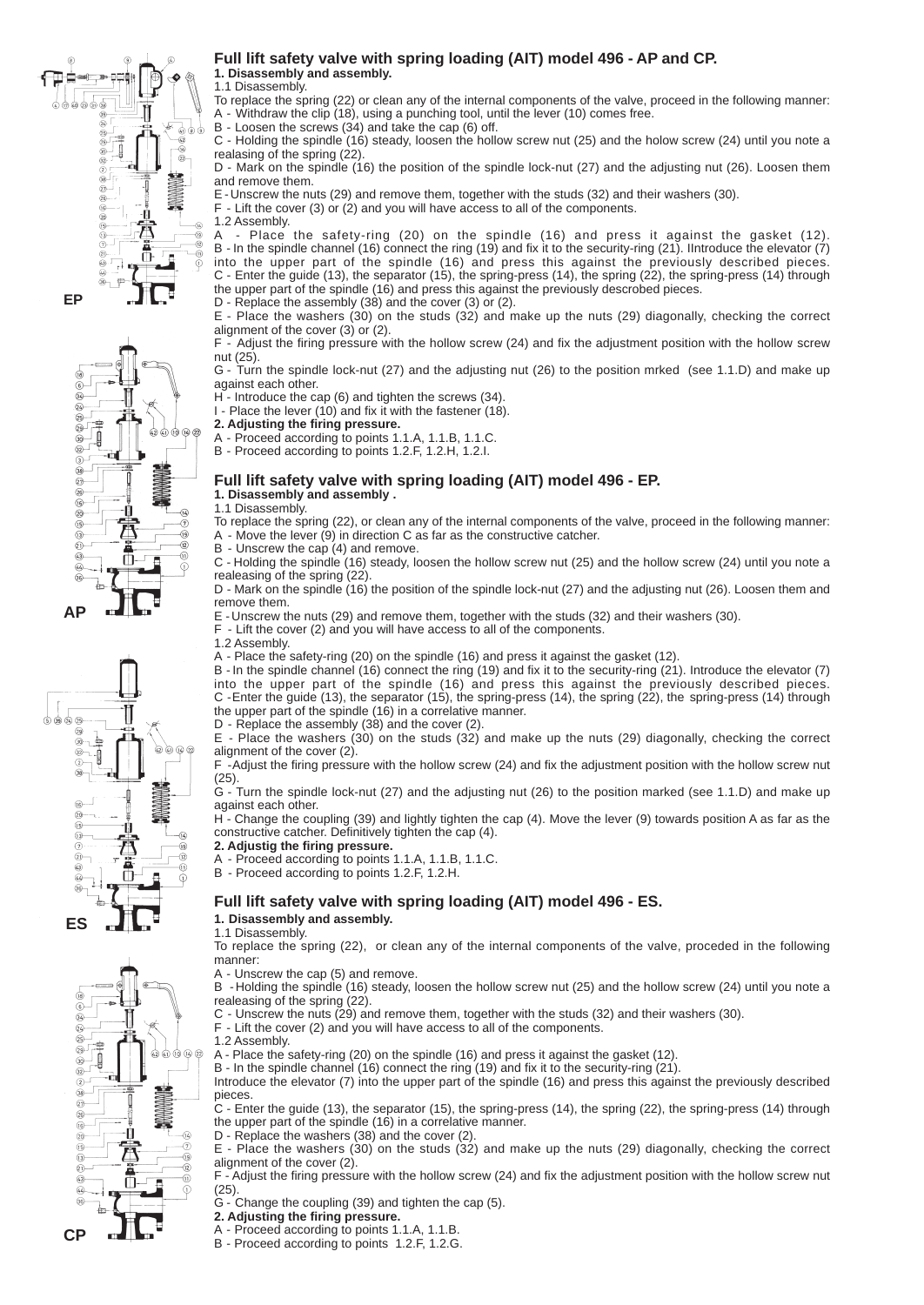## Full lift safety valve with spring loading (AIT) model 496 - AP and CP.

**1. Disassembly and assembly.**

1.1 Disassembly.

To replace the spring (22) or clean any of the internal components of the valve, proceed in the following manner:

A - Withdraw the clip (18), using a punching tool, until the lever (10) comes free.

B - Loosen the screws (34) and take the cap (6) off.

C - Holding the spindle (16) steady, loosen the hollow screw nut (25) and the holow screw (24) until you note a realasing of the spring (22).

D - Mark on the spindle (16) the position of the spindle lock-nut (27) and the adjusting nut (26). Loosen them and remove them.

E - Unscrew the nuts (29) and remove them, together with the studs (32) and their washers (30).

F - Lift the cover (3) or (2) and you will have access to all of the components.

1.2 Assembly.

A - Place the safety-ring (20) on the spindle (16) and press it against the gasket (12).

B - In the spindle channel (16) connect the ring (19) and fix it to the security-ring (21). IIntroduce the elevator (7) into the upper part of the spindle (16) and press this against the previously described pieces.

C - Enter the guide (13), the separator (15), the spring-press (14), the spring (22), the spring-press (14) through the upper part of the spindle (16) and press this against the previously descrobed pieces.

D - Replace the assembly (38) and the cover (3) or (2).

E - Place the washers (30) on the studs (32) and make up the nuts (29) diagonally, checking the correct alignment of the cover (3) or (2).

F - Adjust the firing pressure with the hollow screw (24) and fix the adjustment position with the hollow screw nut (25).

G - Turn the spindle lock-nut (27) and the adjusting nut (26) to the position mrked (see 1.1.D) and make up against each other.

H - Introduce the cap (6) and tighten the screws (34).

I - Place the lever (10) and fix it with the fastener (18).

**2. Adjusting the firing pressure.**

A - Proceed according to points 1.1.A, 1.1.B, 1.1.C.

B - Proceed according to points 1.2.F, 1.2.H, 1.2.I.

## Full lift safety valve with spring loading (AIT) model 496 - EP.

**1. Disassembly and assembly .**

1.1 Disassembly.

To replace the spring (22), or clean any of the internal components of the valve, proceed in the following manner:

A - Move the lever (9) in direction C as far as the constructive catcher.

B - Unscrew the cap (4) and remove.

C - Holding the spindle (16) steady, loosen the hollow screw nut (25) and the hollow screw (24) until you note a realeasing of the spring (22).

D - Mark on the spindle (16) the position of the spindle lock-nut (27) and the adjusting nut (26). Loosen them and remove them.

E - Unscrew the nuts (29) and remove them, together with the studs (32) and their washers (30).

F - Lift the cover (2) and you will have access to all of the components.

1.2 Assembly.

A - Place the safety-ring (20) on the spindle (16) and press it against the gasket (12).

B - In the spindle channel (16) connect the ring (19) and fix it to the security-ring (21). Introduce the elevator (7) into the upper part of the spindle (16) and press this against the previously described pieces.

C - Enter the guide (13), the separator (15), the spring-press (14), the spring (22), the spring-press (14) through the upper part of the spindle (16) in a correlative manner.

D - Replace the assembly (38) and the cover (2).

E - Place the washers (30) on the studs (32) and make up the nuts (29) diagonally, checking the correct alignment of the cover (2).

F - Adjust the firing pressure with the hollow screw (24) and fix the adjustment position with the hollow screw nut (25).

G - Turn the spindle lock-nut (27) and the adjusting nut (26) to the position marked (see 1.1.D) and make up against each other.

H - Change the coupling (39) and lightly tighten the cap (4). Move the lever (9) towards position A as far as the constructive catcher. Definitively tighten the cap (4).

**2. Adjustig the firing pressure.**

A - Proceed according to points 1.1.A, 1.1.B, 1.1.C.

B - Proceed according to points 1.2.F, 1.2.H.

## Full lift safety valve with spring loading (AIT) model 496 - ES.

**1. Disassembly and assembly.**

1.1 Disassembly.

To replace the spring (22), or clean any of the internal components of the valve, proceded in the following manner:

A - Unscrew the cap (5) and remove.

B - Holding the spindle (16) steady, loosen the hollow screw nut (25) and the hollow screw (24) until you note a realeasing of the spring (22).

C - Unscrew the nuts (29) and remove them, together with the studs (32) and their washers (30).

F - Lift the cover (2) and you will have access to all of the components.

1.2 Assembly.

A - Place the safety-ring (20) on the spindle (16) and press it against the gasket (12).

B - In the spindle channel (16) connect the ring (19) and fix it to the security-ring (21).

Introduce the elevator (7) into the upper part of the spindle (16) and press this against the previously described pieces.

C - Enter the guide (13), the separator (15), the spring-press (14), the spring (22), the spring-press (14) through the upper part of the spindle (16) in a correlative manner.

D - Replace the washers (38) and the cover (2).

E - Place the washers (30) on the studs (32) and make up the nuts (29) diagonally, checking the correct alignment of the cover (2).

F - Adjust the firing pressure with the hollow screw (24) and fix the adjustment position with the hollow screw nut (25).

G - Change the coupling (39) and tighten the cap (5).

**2. Adjusting the firing pressure.**

A - Proceed according to points 1.1.A, 1.1.B.

B - Proceed according to points 1.2.F, 1.2.G.

EP

AP

ES

CP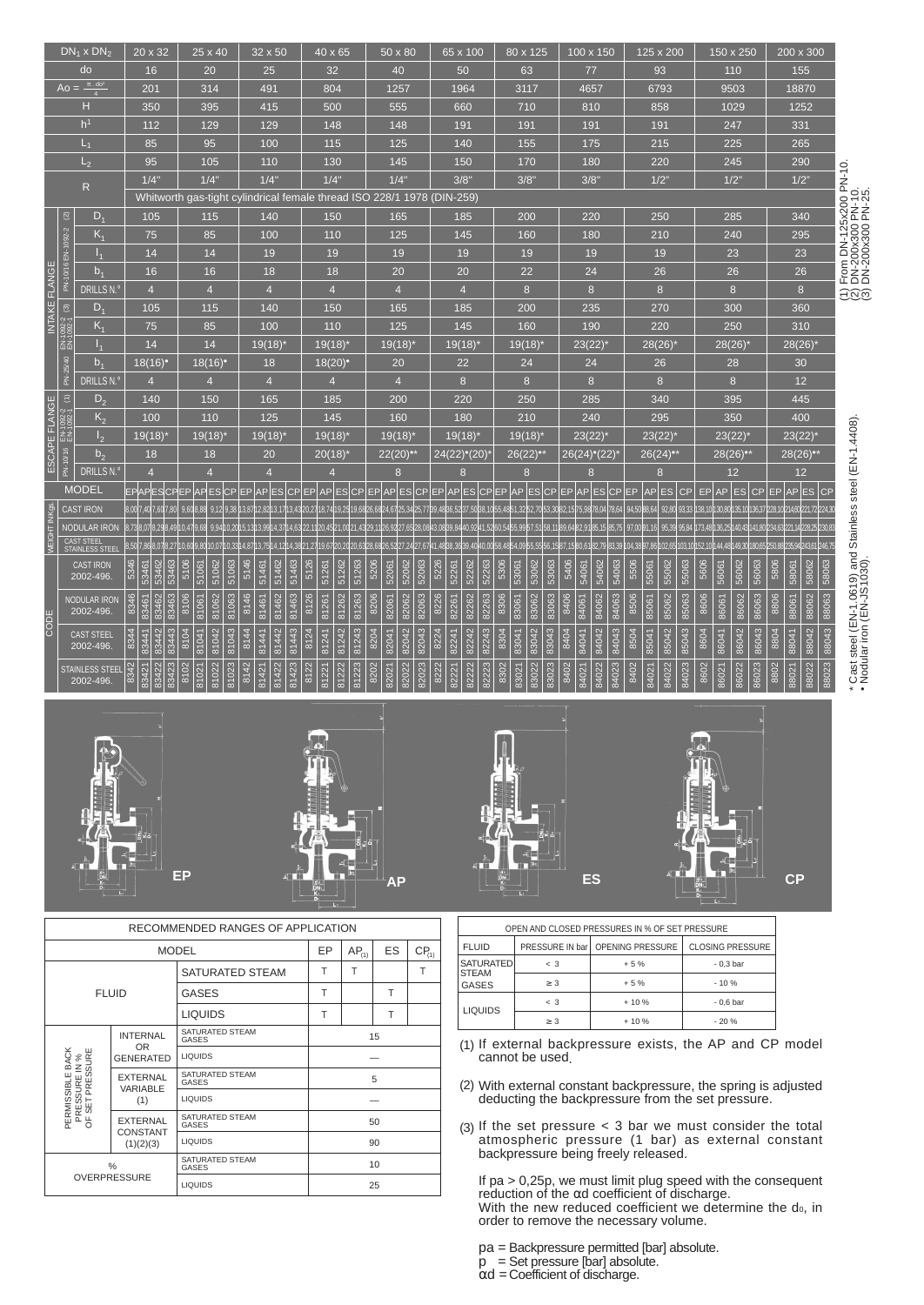| $DN_1 \times DN_2$ | 20 x 32 | 25 x 40 | 32 x 50 | 40 x 65 | 50 x 80 | 65 x 100 | 80 x 125 | 100 x 150 | 125 x 200 | 150 x 250 | 200 x 300 |
|---|---|---|---|---|---|---|---|---|---|---|---|
| do | 16 | 20 | 25 | 32 | 40 | 50 | 63 | 77 | 93 | 110 | 155 |
| $Ao = \frac{\pi \cdot do^2}{4}$ | 201 | 314 | 491 | 804 | 1257 | 1964 | 3117 | 4657 | 6793 | 9503 | 18870 |
| H | 350 | 395 | 415 | 500 | 555 | 660 | 710 | 810 | 858 | 1029 | 1252 |
| $h^1$ | 112 | 129 | 129 | 148 | 148 | 191 | 191 | 191 | 191 | 247 | 331 |
| $L_1$ | 85 | 95 | 100 | 115 | 125 | 140 | 155 | 175 | 215 | 225 | 265 |
| $L_2$ | 95 | 105 | 110 | 130 | 145 | 150 | 170 | 180 | 220 | 245 | 290 |
| R | 1/4" | 1/4" | 1/4" | 1/4" | 1/4" | 3/8" | 3/8" | 3/8" | 1/2" | 1/2" | 1/2" |
| | Whitworth gas-tight cylindrical female thread ISO 228/1 1978 (DIN-259) | | | | | | | | | | |
| **INTAKE FLANGE** PN-10/16 EN-1092-2 (2) $D_1$ | 105 | 115 | 140 | 150 | 165 | 185 | 200 | 220 | 250 | 285 | 340 |
| $K_1$ | 75 | 85 | 100 | 110 | 125 | 145 | 160 | 180 | 210 | 240 | 295 |
| $l_1$ | 14 | 14 | 19 | 19 | 19 | 19 | 19 | 19 | 19 | 23 | 23 |
| $b_1$ | 16 | 16 | 18 | 18 | 20 | 20 | 22 | 24 | 26 | 26 | 26 |
| DRILLS N.º | 4 | 4 | 4 | 4 | 4 | 4 | 8 | 8 | 8 | 8 | 8 |
| **INTAKE FLANGE** PN-25/40 EN-1092-2 EN-1092-1 (3) $D_1$ | 105 | 115 | 140 | 150 | 165 | 185 | 200 | 235 | 270 | 300 | 360 |
| $K_1$ | 75 | 85 | 100 | 110 | 125 | 145 | 160 | 190 | 220 | 250 | 310 |
| $l_1$ | 14 | 14 | 19(18)* | 19(18)* | 19(18)* | 19(18)* | 19(18)* | 23(22)* | 28(26)* | 28(26)* | 28(26)* |
| $b_1$ | 18(16)• | 18(16)• | 18 | 18(20)• | 20 | 22 | 24 | 24 | 26 | 28 | 30 |
| DRILLS N.º | 4 | 4 | 4 | 4 | 4 | 8 | 8 | 8 | 8 | 8 | 12 |
| **ESCAPE FLANGE** PN-10/16 EN-1092-2 EN-1092-1 (1) $D_2$ | 140 | 150 | 165 | 185 | 200 | 220 | 250 | 285 | 340 | 395 | 445 |
| $K_2$ | 100 | 110 | 125 | 145 | 160 | 180 | 210 | 240 | 295 | 350 | 400 |
| $l_2$ | 19(18)* | 19(18)* | 19(18)* | 19(18)* | 19(18)* | 19(18)* | 19(18)* | 23(22)* | 23(22)* | 23(22)* | 23(22)* |
| $b_2$ | 18 | 18 | 20 | 20(18)* | 22(20)** | 24(22)*(20)* | 26(22)** | 26(24)*(22)* | 26(24)** | 28(26)** | 28(26)** |
| DRILLS N.º | 4 | 4 | 4 | 4 | 8 | 8 | 8 | 8 | 8 | 12 | 12 |

| $DN_1 \times DN_2$ | 20 x 32 | | | | 25 x 40 | | | | 32 x 50 | | | | 40 x 65 | | | | 50 x 80 | | | | 65 x 100 | | | | 80 x 125 | | | | 100 x 150 | | | | 125 x 200 | | | | 150 x 250 | | | | 200 x 300 | | | |
|---|---|---|---|---|---|---|---|---|---|---|---|---|---|---|---|---|---|---|---|---|---|---|---|---|---|---|---|---|---|---|---|---|---|---|---|---|---|---|---|---|---|---|---|---|
| MODEL | EP | AP | ES | CP | EP | AP | ES | CP | EP | AP | ES | CP | EP | AP | ES | CP | EP | AP | ES | CP | EP | AP | ES | CP | EP | AP | ES | CP | EP | AP | ES | CP | EP | AP | ES | CP | EP | AP | ES | CP | EP | AP | ES | CP |
| WEIGHT INKgs. CAST IRON | 8,00 | 7,40 | 7,60 | 7,80 | 9,60 | 8,88 | 9,12 | 9,38 | 13,87 | 12,82 | 13,17 | 13,43 | 20,27 | 18,74 | 19,25 | 19,68 | 26,68 | 24,67 | 25,34 | 25,77 | 39,48 | 36,52 | 37,50 | 38,10 | 55,48 | 51,32 | 52,70 | 53,30 | 82,15 | 75,98 | 78,04 | 78,64 | 94,50 | 88,64 | 92,80 | 93,33 | 138,10 | 130,80 | 135,10 | 136,37 | 228,10 | 214,60 | 221,72 | 224,30 |
| NODULAR IRON | 8,73 | 8,07 | 8,29 | 8,49 | 10,47 | 9,68 | 9,94 | 10,20 | 15,13 | 13,99 | 14,37 | 14,63 | 22,11 | 20,45 | 21,00 | 21,43 | 29,11 | 26,92 | 27,65 | 28,08 | 43,08 | 39,84 | 40,92 | 41,52 | 60,54 | 55,99 | 57,51 | 58,11 | 89,64 | 82,91 | 85,15 | 85,75 | 97,00 | 91,16 | 95,39 | 95,84 | 173,48 | 136,25 | 140,43 | 141,80 | 234,63 | 221,14 | 228,25 | 230,83 |
| CAST STEEL STAINLESS STEEL | 8,50 | 7,86 | 8,07 | 8,27 | 10,60 | 9,80 | 10,07 | 10,33 | 14,87 | 13,75 | 14,12 | 14,38 | 21,27 | 19,67 | 20,20 | 20,63 | 28,69 | 26,52 | 27,24 | 27,67 | 41,48 | 38,36 | 39,40 | 40,00 | 58,48 | 54,09 | 55,56 | 56,15 | 87,15 | 80,61 | 82,79 | 83,39 | 104,38 | 97,86 | 102,65 | 103,10 | 152,10 | 144,48 | 149,30 | 180,65 | 250,88 | 235,94 | 243,61 | 246,75 |
| CODE CAST IRON 2002-496. | 5346 | 53461 | 53462 | 53463 | 5106 | 51061 | 51062 | 51063 | 5146 | 51461 | 51462 | 51463 | 5126 | 51261 | 51262 | 51263 | 5206 | 52061 | 52062 | 52063 | 5226 | 52261 | 52262 | 52263 | 5306 | 53061 | 53062 | 53063 | 5406 | 54061 | 54062 | 54063 | 5506 | 55061 | 55062 | 55063 | 5606 | 56061 | 56062 | 56063 | 5806 | 58061 | 58062 | 58063 |
| NODULAR IRON 2002-496. | 8346 | 83461 | 83462 | 83463 | 8106 | 81061 | 81062 | 81063 | 8146 | 81461 | 81462 | 81463 | 8126 | 81261 | 81262 | 81263 | 8206 | 82061 | 82062 | 82063 | 8226 | 82261 | 82262 | 82263 | 8306 | 83061 | 83062 | 83063 | 8406 | 84061 | 84062 | 84063 | 8506 | 85061 | 85062 | 85063 | 8606 | 86061 | 86062 | 86063 | 8806 | 88061 | 88062 | 88063 |
| CAST STEEL 2002-496. | 8344 | 83441 | 83442 | 83443 | 8104 | 81041 | 81042 | 81043 | 8144 | 81441 | 81442 | 81443 | 8124 | 81241 | 81242 | 81243 | 8204 | 82041 | 82042 | 82043 | 8224 | 82241 | 82242 | 82243 | 8304 | 83041 | 83042 | 83043 | 8404 | 84041 | 84042 | 84043 | 8504 | 85041 | 85042 | 85043 | 8604 | 86041 | 86042 | 86043 | 8804 | 88041 | 88042 | 88043 |
| STAINLESS STEEL 2002-496. | 8342 | 83421 | 83422 | 83423 | 8102 | 81021 | 81022 | 81023 | 8142 | 81421 | 81422 | 81423 | 8122 | 81221 | 81222 | 81223 | 8202 | 82021 | 82022 | 82023 | 8222 | 82221 | 82222 | 82223 | 8302 | 83021 | 83022 | 83023 | 8402 | 84021 | 84022 | 84023 | 8402 | 84021 | 84022 | 84023 | 8602 | 86021 | 86022 | 86023 | 8802 | 88021 | 88022 | 88023 |

(1) From DN-125x200 PN-10.
(2) DN-200x300 PN-10.
(3) DN-200x300 PN-25.

\* Cast steel (EN-1.0619) and Stainless steel (EN-1.4408).
• Nodular iron (EN-JS1030).

EP | AP | ES | CP

| RECOMMENDED RANGES OF APPLICATION | | | | | | |
|---|---|---|---|---|---|---|
| MODEL | | | EP | $AP_{(1)}$ | ES | $CP_{(1)}$ |
| FLUID | | SATURATED STEAM | T | T | | T |
| | | GASES | T | | T | |
| | | LIQUIDS | T | | T | |
| PERMISSIBLE BACK PRESSURE IN % OF SET PRESSURE | INTERNAL OR GENERATED | SATURATED STEAM GASES | 15 | | | |
| | | LIQUIDS | — | | | |
| | EXTERNAL VARIABLE (1) | SATURATED STEAM GASES | 5 | | | |
| | | LIQUIDS | — | | | |
| | EXTERNAL CONSTANT (1)(2)(3) | SATURATED STEAM GASES | 50 | | | |
| | | LIQUIDS | 90 | | | |
| % OVERPRESSURE | | SATURATED STEAM GASES | 10 | | | |
| | | LIQUIDS | 25 | | | |

| OPEN AND CLOSED PRESSURES IN % OF SET PRESSURE | | | |
|---|---|---|---|
| FLUID | PRESSURE IN bar | OPENING PRESSURE | CLOSING PRESSURE |
| SATURATED STEAM GASES | < 3 | + 5 % | - 0,3 bar |
| | ≥ 3 | + 5 % | - 10 % |
| LIQUIDS | < 3 | + 10 % | - 0,6 bar |
| | ≥ 3 | + 10 % | - 20 % |

(1) If external backpressure exists, the AP and CP model cannot be used.

(2) With external constant backpressure, the spring is adjusted deducting the backpressure from the set pressure.

(3) If the set pressure < 3 bar we must consider the total atmospheric pressure (1 bar) as external constant backpressure being freely released.

If pa > 0,25p, we must limit plug speed with the consequent reduction of the αd coefficient of discharge.
With the new reduced coefficient we determine the $d_0$, in order to remove the necessary volume.

pa = Backpressure permitted [bar] absolute.
p = Set pressure [bar] absolute.
αd = Coefficient of discharge.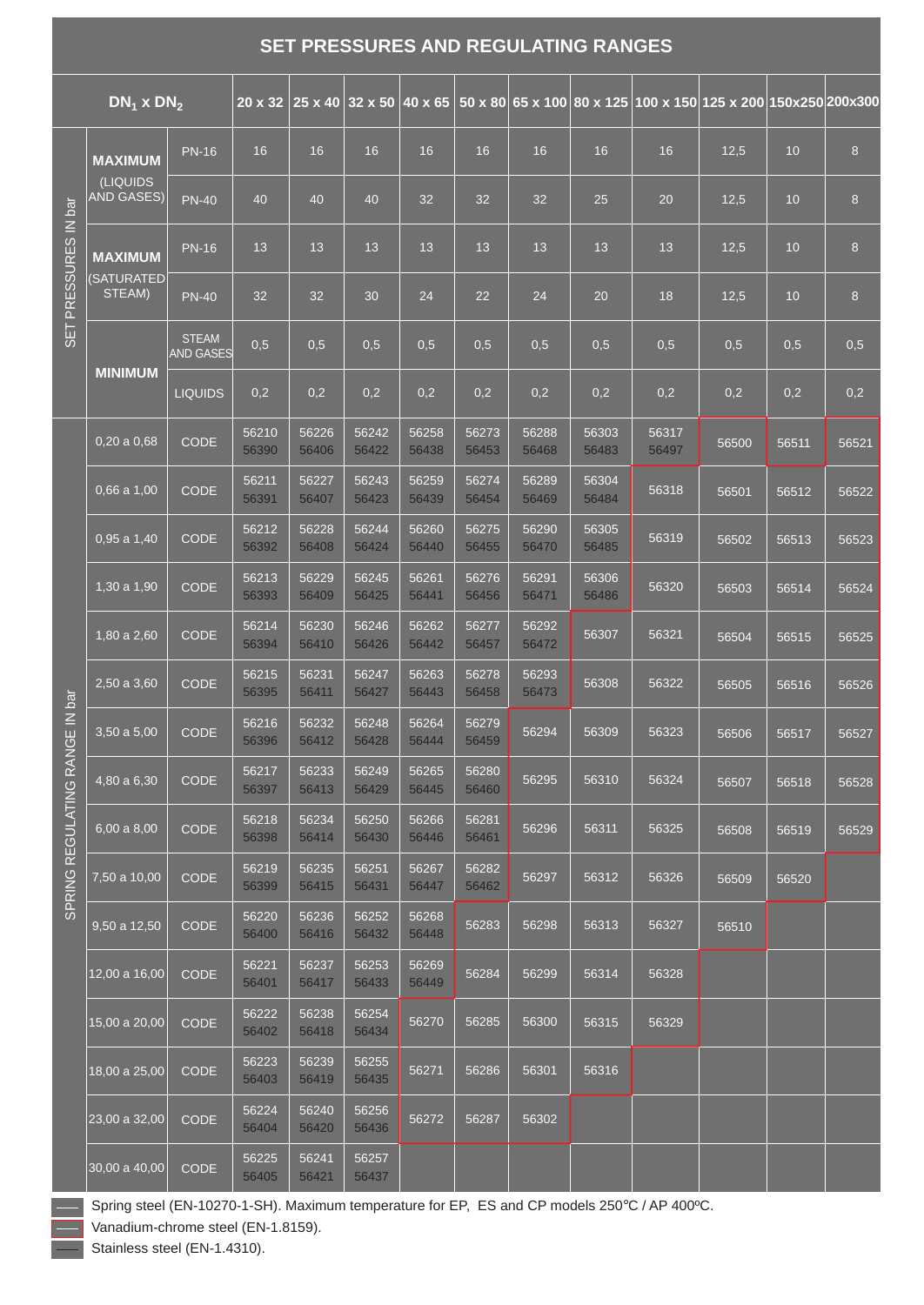## SET PRESSURES AND REGULATING RANGES

| | | $DN_1$ x $DN_2$ | 20 x 32 | 25 x 40 | 32 x 50 | 40 x 65 | 50 x 80 | 65 x 100 | 80 x 125 | 100 x 150 | 125 x 200 | 150x250 | 200x300 |
|---|---|---|---|---|---|---|---|---|---|---|---|---|---|
| SET PRESSURES IN bar | MAXIMUM (LIQUIDS AND GASES) | PN-16 | 16 | 16 | 16 | 16 | 16 | 16 | 16 | 16 | 12,5 | 10 | 8 |
| | | PN-40 | 40 | 40 | 40 | 32 | 32 | 32 | 25 | 20 | 12,5 | 10 | 8 |
| | MAXIMUM (SATURATED STEAM) | PN-16 | 13 | 13 | 13 | 13 | 13 | 13 | 13 | 13 | 12,5 | 10 | 8 |
| | | PN-40 | 32 | 32 | 30 | 24 | 22 | 24 | 20 | 18 | 12,5 | 10 | 8 |
| | MINIMUM | STEAM AND GASES | 0,5 | 0,5 | 0,5 | 0,5 | 0,5 | 0,5 | 0,5 | 0,5 | 0,5 | 0,5 | 0,5 |
| | | LIQUIDS | 0,2 | 0,2 | 0,2 | 0,2 | 0,2 | 0,2 | 0,2 | 0,2 | 0,2 | 0,2 | 0,2 |
| SPRING REGULATING RANGE IN bar | 0,20 a 0,68 | CODE | 56210 56390 | 56226 56406 | 56242 56422 | 56258 56438 | 56273 56453 | 56288 56468 | 56303 56483 | 56317 56497 | 56500 | 56511 | 56521 |
| | 0,66 a 1,00 | CODE | 56211 56391 | 56227 56407 | 56243 56423 | 56259 56439 | 56274 56454 | 56289 56469 | 56304 56484 | 56318 | 56501 | 56512 | 56522 |
| | 0,95 a 1,40 | CODE | 56212 56392 | 56228 56408 | 56244 56424 | 56260 56440 | 56275 56455 | 56290 56470 | 56305 56485 | 56319 | 56502 | 56513 | 56523 |
| | 1,30 a 1,90 | CODE | 56213 56393 | 56229 56409 | 56245 56425 | 56261 56441 | 56276 56456 | 56291 56471 | 56306 56486 | 56320 | 56503 | 56514 | 56524 |
| | 1,80 a 2,60 | CODE | 56214 56394 | 56230 56410 | 56246 56426 | 56262 56442 | 56277 56457 | 56292 56472 | 56307 | 56321 | 56504 | 56515 | 56525 |
| | 2,50 a 3,60 | CODE | 56215 56395 | 56231 56411 | 56247 56427 | 56263 56443 | 56278 56458 | 56293 56473 | 56308 | 56322 | 56505 | 56516 | 56526 |
| | 3,50 a 5,00 | CODE | 56216 56396 | 56232 56412 | 56248 56428 | 56264 56444 | 56279 56459 | 56294 | 56309 | 56323 | 56506 | 56517 | 56527 |
| | 4,80 a 6,30 | CODE | 56217 56397 | 56233 56413 | 56249 56429 | 56265 56445 | 56280 56460 | 56295 | 56310 | 56324 | 56507 | 56518 | 56528 |
| | 6,00 a 8,00 | CODE | 56218 56398 | 56234 56414 | 56250 56430 | 56266 56446 | 56281 56461 | 56296 | 56311 | 56325 | 56508 | 56519 | 56529 |
| | 7,50 a 10,00 | CODE | 56219 56399 | 56235 56415 | 56251 56431 | 56267 56447 | 56282 56462 | 56297 | 56312 | 56326 | 56509 | 56520 | |
| | 9,50 a 12,50 | CODE | 56220 56400 | 56236 56416 | 56252 56432 | 56268 56448 | 56283 | 56298 | 56313 | 56327 | 56510 | | |
| | 12,00 a 16,00 | CODE | 56221 56401 | 56237 56417 | 56253 56433 | 56269 56449 | 56284 | 56299 | 56314 | 56328 | | | |
| | 15,00 a 20,00 | CODE | 56222 56402 | 56238 56418 | 56254 56434 | 56270 | 56285 | 56300 | 56315 | 56329 | | | |
| | 18,00 a 25,00 | CODE | 56223 56403 | 56239 56419 | 56255 56435 | 56271 | 56286 | 56301 | 56316 | | | | |
| | 23,00 a 32,00 | CODE | 56224 56404 | 56240 56420 | 56256 56436 | 56272 | 56287 | 56302 | | | | | |
| | 30,00 a 40,00 | CODE | 56225 56405 | 56241 56421 | 56257 56437 | | | | | | | | |

Spring steel (EN-10270-1-SH). Maximum temperature for EP, ES and CP models 250°C / AP 400ºC.

Vanadium-chrome steel (EN-1.8159).

Stainless steel (EN-1.4310).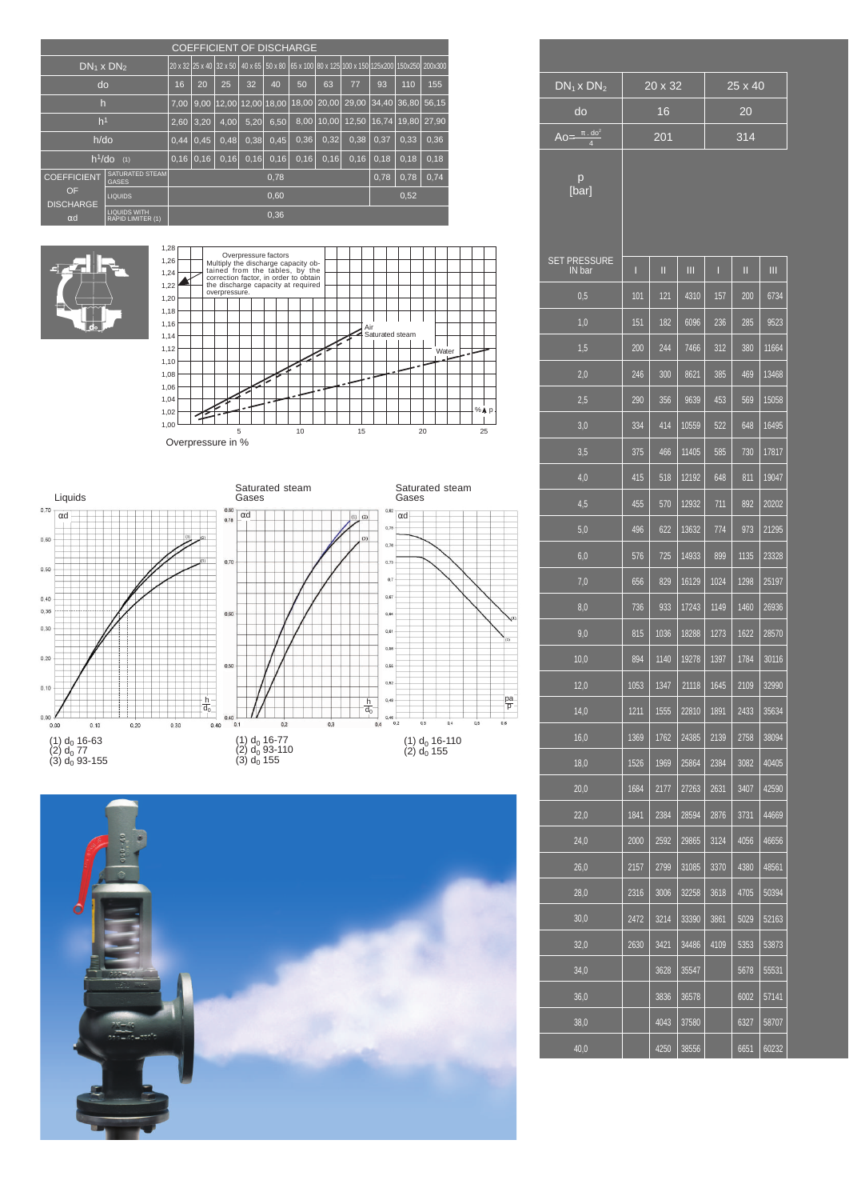| COEFFICIENT OF DISCHARGE | | | | | | | | | | | | |
|---|---|---|---|---|---|---|---|---|---|---|---|---|
| $DN_1$ x $DN_2$ | | 20 x 32 | 25 x 40 | 32 x 50 | 40 x 65 | 50 x 80 | 65 x 100 | 80 x 125 | 100 x 150 | 125x200 | 150x250 | 200x300 |
| do | | 16 | 20 | 25 | 32 | 40 | 50 | 63 | 77 | 93 | 110 | 155 |
| h | | 7,00 | 9,00 | 12,00 | 12,00 | 18,00 | 18,00 | 20,00 | 29,00 | 34,40 | 36,80 | 56,15 |
| $h^1$ | | 2,60 | 3,20 | 4,00 | 5,20 | 6,50 | 8,00 | 10,00 | 12,50 | 16,74 | 19,80 | 27,90 |
| h/do | | 0,44 | 0,45 | 0,48 | 0,38 | 0,45 | 0,36 | 0,32 | 0,38 | 0,37 | 0,33 | 0,36 |
| $h^1$/do (1) | | 0,16 | 0,16 | 0,16 | 0,16 | 0,16 | 0,16 | 0,16 | 0,16 | 0,18 | 0,18 | 0,18 |
| COEFFICIENT OF DISCHARGE αd | SATURATED STEAM GASES | 0,78 | | | | | | | | 0,78 | 0,78 | 0,74 |
| | LIQUIDS | 0,60 | | | | | | | | 0,52 | | |
| | LIQUIDS WITH RAPID LIMITER (1) | 0,36 | | | | | | | | | | |

Overpressure factors
Multiply the discharge capacity obtained from the tables, by the correction factor, in order to obtain the discharge capacity at required overpressure.

Overpressure in %

Liquids

(1) $d_0$ 16-63
(2) $d_0$ 77
(3) $d_0$ 93-155

Saturated steam
Gases

(1) $d_0$ 16-77
(2) $d_0$ 93-110
(3) $d_0$ 155

Saturated steam
Gases

(1) $d_0$ 16-110
(2) $d_0$ 155

| $DN_1$ x $DN_2$ | 20 x 32 | | | 25 x 40 | | |
|---|---|---|---|---|---|---|
| do | 16 | | | 20 | | |
| $Ao=\frac{\pi \cdot do^2}{4}$ | 201 | | | 314 | | |
| p [bar] | | | | | | |
| SET PRESSURE IN bar | I | II | III | I | II | III |
| 0,5 | 101 | 121 | 4310 | 157 | 200 | 6734 |
| 1,0 | 151 | 182 | 6096 | 236 | 285 | 9523 |
| 1,5 | 200 | 244 | 7466 | 312 | 380 | 11664 |
| 2,0 | 246 | 300 | 8621 | 385 | 469 | 13468 |
| 2,5 | 290 | 356 | 9639 | 453 | 569 | 15058 |
| 3,0 | 334 | 414 | 10559 | 522 | 648 | 16495 |
| 3,5 | 375 | 466 | 11405 | 585 | 730 | 17817 |
| 4,0 | 415 | 518 | 12192 | 648 | 811 | 19047 |
| 4,5 | 455 | 570 | 12932 | 711 | 892 | 20202 |
| 5,0 | 496 | 622 | 13632 | 774 | 973 | 21295 |
| 6,0 | 576 | 725 | 14933 | 899 | 1135 | 23328 |
| 7,0 | 656 | 829 | 16129 | 1024 | 1298 | 25197 |
| 8,0 | 736 | 933 | 17243 | 1149 | 1460 | 26936 |
| 9,0 | 815 | 1036 | 18288 | 1273 | 1622 | 28570 |
| 10,0 | 894 | 1140 | 19278 | 1397 | 1784 | 30116 |
| 12,0 | 1053 | 1347 | 21118 | 1645 | 2109 | 32990 |
| 14,0 | 1211 | 1555 | 22810 | 1891 | 2433 | 35634 |
| 16,0 | 1369 | 1762 | 24385 | 2139 | 2758 | 38094 |
| 18,0 | 1526 | 1969 | 25864 | 2384 | 3082 | 40405 |
| 20,0 | 1684 | 2177 | 27263 | 2631 | 3407 | 42590 |
| 22,0 | 1841 | 2384 | 28594 | 2876 | 3731 | 44669 |
| 24,0 | 2000 | 2592 | 29865 | 3124 | 4056 | 46656 |
| 26,0 | 2157 | 2799 | 31085 | 3370 | 4380 | 48561 |
| 28,0 | 2316 | 3006 | 32258 | 3618 | 4705 | 50394 |
| 30,0 | 2472 | 3214 | 33390 | 3861 | 5029 | 52163 |
| 32,0 | 2630 | 3421 | 34486 | 4109 | 5353 | 53873 |
| 34,0 | | 3628 | 35547 | | 5678 | 55531 |
| 36,0 | | 3836 | 36578 | | 6002 | 57141 |
| 38,0 | | 4043 | 37580 | | 6327 | 58707 |
| 40,0 | | 4250 | 38556 | | 6651 | 60232 |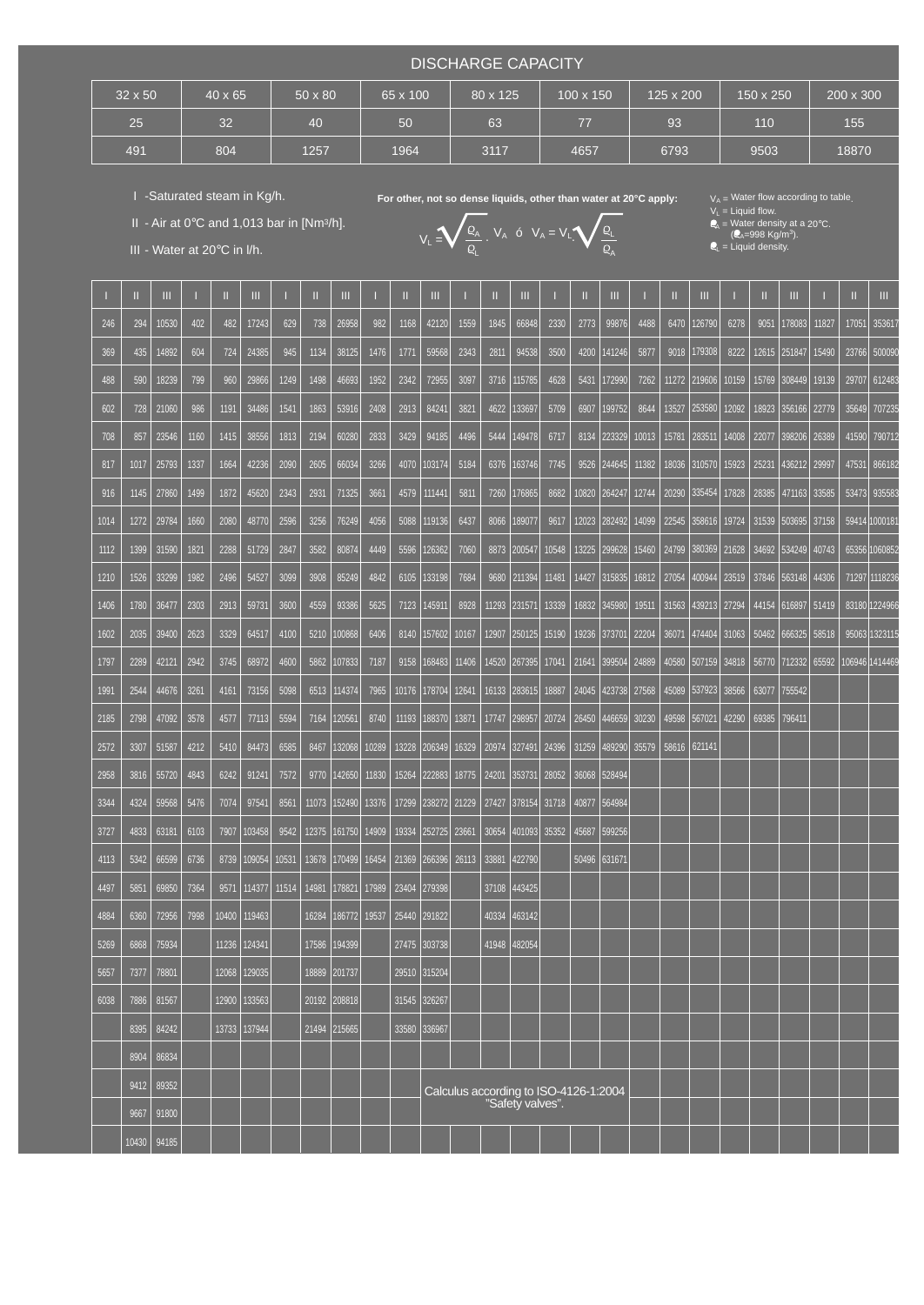# DISCHARGE CAPACITY

| 32 x 50 | 40 x 65 | 50 x 80 | 65 x 100 | 80 x 125 | 100 x 150 | 125 x 200 | 150 x 250 | 200 x 300 |
|---|---|---|---|---|---|---|---|---|
| 25 | 32 | 40 | 50 | 63 | 77 | 93 | 110 | 155 |
| 491 | 804 | 1257 | 1964 | 3117 | 4657 | 6793 | 9503 | 18870 |

I -Saturated steam in Kg/h.

II - Air at 0°C and 1,013 bar in [Nm³/h].

III - Water at 20°C in l/h.

**For other, not so dense liquids, other than water at 20°C apply:**

$$V_L = \sqrt{\frac{\varrho_A}{\varrho_L}} \cdot V_A \quad ó \quad V_A = V_L \cdot \sqrt{\frac{\varrho_L}{\varrho_A}}$$

$V_A$ = Water flow according to table.
$V_L$ = Liquid flow.
$\varrho_A$ = Water density at a 20°C. ($\varrho_A$=998 Kg/m³).
$\varrho_L$ = Liquid density.

| 32 x 50 | | | 40 x 65 | | | 50 x 80 | | | 65 x 100 | | | 80 x 125 | | | 100 x 150 | | | 125 x 200 | | | 150 x 250 | | | 200 x 300 | | |
|---|---|---|---|---|---|---|---|---|---|---|---|---|---|---|---|---|---|---|---|---|---|---|---|---|---|---|
| I | II | III | I | II | III | I | II | III | I | II | III | I | II | III | I | II | III | I | II | III | I | II | III | I | II | III |
| 246 | 294 | 10530 | 402 | 482 | 17243 | 629 | 738 | 26958 | 982 | 1168 | 42120 | 1559 | 1845 | 66848 | 2330 | 2773 | 99876 | 4488 | 6470 | 126790 | 6278 | 9051 | 178083 | 11827 | 17051 | 353617 |
| 369 | 435 | 14892 | 604 | 724 | 24385 | 945 | 1134 | 38125 | 1476 | 1771 | 59568 | 2343 | 2811 | 94538 | 3500 | 4200 | 141246 | 5877 | 9018 | 179308 | 8222 | 12615 | 251847 | 15490 | 23766 | 500090 |
| 488 | 590 | 18239 | 799 | 960 | 29866 | 1249 | 1498 | 46693 | 1952 | 2342 | 72955 | 3097 | 3716 | 115785 | 4628 | 5431 | 172990 | 7262 | 11272 | 219606 | 10159 | 15769 | 308449 | 19139 | 29707 | 612483 |
| 602 | 728 | 21060 | 986 | 1191 | 34486 | 1541 | 1863 | 53916 | 2408 | 2913 | 84241 | 3821 | 4622 | 133697 | 5709 | 6907 | 199752 | 8644 | 13527 | 253580 | 12092 | 18923 | 356166 | 22779 | 35649 | 707235 |
| 708 | 857 | 23546 | 1160 | 1415 | 38556 | 1813 | 2194 | 60280 | 2833 | 3429 | 94185 | 4496 | 5444 | 149478 | 6717 | 8134 | 223329 | 10013 | 15781 | 283511 | 14008 | 22077 | 398206 | 26389 | 41590 | 790712 |
| 817 | 1017 | 25793 | 1337 | 1664 | 42236 | 2090 | 2605 | 66034 | 3266 | 4070 | 103174 | 5184 | 6376 | 163746 | 7745 | 9526 | 244645 | 11382 | 18036 | 310570 | 15923 | 25231 | 436212 | 29997 | 47531 | 866182 |
| 916 | 1145 | 27860 | 1499 | 1872 | 45620 | 2343 | 2931 | 71325 | 3661 | 4579 | 111441 | 5811 | 7260 | 176865 | 8682 | 10820 | 264247 | 12744 | 20290 | 335454 | 17828 | 28385 | 471163 | 33585 | 53473 | 935583 |
| 1014 | 1272 | 29784 | 1660 | 2080 | 48770 | 2596 | 3256 | 76249 | 4056 | 5088 | 119136 | 6437 | 8066 | 189077 | 9617 | 12023 | 282492 | 14099 | 22545 | 358616 | 19724 | 31539 | 503695 | 37158 | 59414 | 1000181 |
| 1112 | 1399 | 31590 | 1821 | 2288 | 51729 | 2847 | 3582 | 80874 | 4449 | 5596 | 126362 | 7060 | 8873 | 200547 | 10548 | 13225 | 299628 | 15460 | 24799 | 380369 | 21628 | 34692 | 534249 | 40743 | 65356 | 1060852 |
| 1210 | 1526 | 33299 | 1982 | 2496 | 54527 | 3099 | 3908 | 85249 | 4842 | 6105 | 133198 | 7684 | 9680 | 211394 | 11481 | 14427 | 315835 | 16812 | 27054 | 400944 | 23519 | 37846 | 563148 | 44306 | 71297 | 1118236 |
| 1406 | 1780 | 36477 | 2303 | 2913 | 59731 | 3600 | 4559 | 93386 | 5625 | 7123 | 145911 | 8928 | 11293 | 231571 | 13339 | 16832 | 345980 | 19511 | 31563 | 439213 | 27294 | 44154 | 616897 | 51419 | 83180 | 1224966 |
| 1602 | 2035 | 39400 | 2623 | 3329 | 64517 | 4100 | 5210 | 100868 | 6406 | 8140 | 157602 | 10167 | 12907 | 250125 | 15190 | 19236 | 373701 | 22204 | 36071 | 474404 | 31063 | 50462 | 666325 | 58518 | 95063 | 1323115 |
| 1797 | 2289 | 42121 | 2942 | 3745 | 68972 | 4600 | 5862 | 107833 | 7187 | 9158 | 168483 | 11406 | 14520 | 267395 | 17041 | 21641 | 399504 | 24889 | 40580 | 507159 | 34818 | 56770 | 712332 | 65592 | 106946 | 1414469 |
| 1991 | 2544 | 44676 | 3261 | 4161 | 73156 | 5098 | 6513 | 114374 | 7965 | 10176 | 178704 | 12641 | 16133 | 283615 | 18887 | 24045 | 423738 | 27568 | 45089 | 537923 | 38566 | 63077 | 755542 | | | |
| 2185 | 2798 | 47092 | 3578 | 4577 | 77113 | 5594 | 7164 | 120561 | 8740 | 11193 | 188370 | 13871 | 17747 | 298957 | 20724 | 26450 | 446659 | 30230 | 49598 | 567021 | 42290 | 69385 | 796411 | | | |
| 2572 | 3307 | 51587 | 4212 | 5410 | 84473 | 6585 | 8467 | 132068 | 10289 | 13228 | 206349 | 16329 | 20974 | 327491 | 24396 | 31259 | 489290 | 35579 | 58616 | 621141 | | | | | | |
| 2958 | 3816 | 55720 | 4843 | 6242 | 91241 | 7572 | 9770 | 142650 | 11830 | 15264 | 222883 | 18775 | 24201 | 353731 | 28052 | 36068 | 528494 | | | | | | | | | |
| 3344 | 4324 | 59568 | 5476 | 7074 | 97541 | 8561 | 11073 | 152490 | 13376 | 17299 | 238272 | 21229 | 27427 | 378154 | 31718 | 40877 | 564984 | | | | | | | | | |
| 3727 | 4833 | 63181 | 6103 | 7907 | 103458 | 9542 | 12375 | 161750 | 14909 | 19334 | 252725 | 23661 | 30654 | 401093 | 35352 | 45687 | 599256 | | | | | | | | | |
| 4113 | 5342 | 66599 | 6736 | 8739 | 109054 | 10531 | 13678 | 170499 | 16454 | 21369 | 266396 | 26113 | 33881 | 422790 | | 50496 | 631671 | | | | | | | | | |
| 4497 | 5851 | 69850 | 7364 | 9571 | 114377 | 11514 | 14981 | 178821 | 17989 | 23404 | 279398 | | 37108 | 443425 | | | | | | | | | | | | |
| 4884 | 6360 | 72956 | 7998 | 10400 | 119463 | | 16284 | 186772 | 19537 | 25440 | 291822 | | 40334 | 463142 | | | | | | | | | | | | |
| 5269 | 6868 | 75934 | | 11236 | 124341 | | 17586 | 194399 | | 27475 | 303738 | | 41948 | 482054 | | | | | | | | | | | | |
| 5657 | 7377 | 78801 | | 12068 | 129035 | | 18889 | 201737 | | 29510 | 315204 | | | | | | | | | | | | | | | |
| 6038 | 7886 | 81567 | | 12900 | 133563 | | 20192 | 208818 | | 31545 | 326267 | | | | | | | | | | | | | | | |
| | 8395 | 84242 | | 13733 | 137944 | | 21494 | 215665 | | 33580 | 336967 | | | | | | | | | | | | | | | |
| | 8904 | 86834 | | | | | | | | | | | | | | | | | | | | | | | | |
| | 9412 | 89352 | | | | | | | | | | | | | | | | | | | | | | | | |
| | 9667 | 91800 | | | | | | | | | | | | | | | | | | | | | | | | |
| | 10430 | 94185 | | | | | | | | | | | | | | | | | | | | | | | | |

Calculus according to ISO-4126-1:2004 "Safety valves".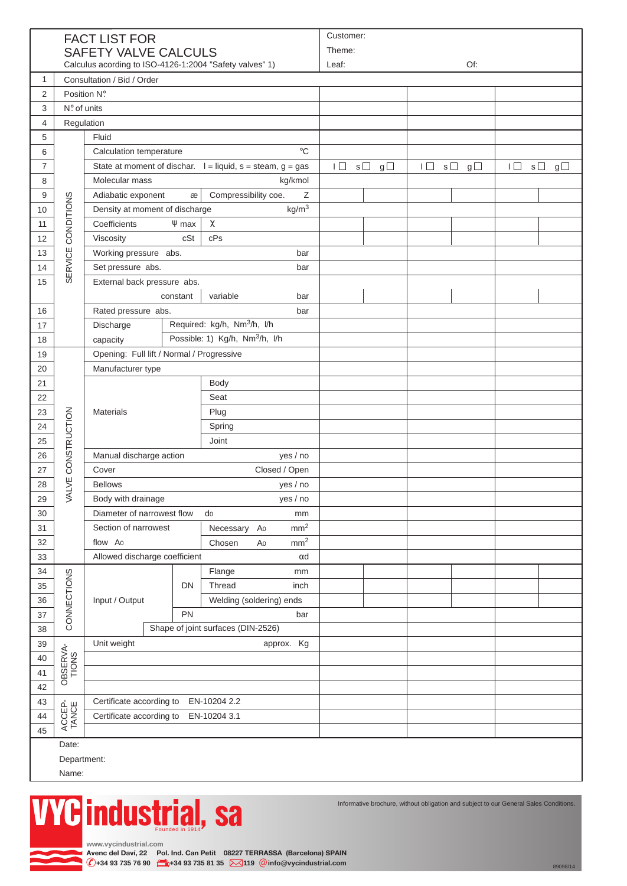# FACT LIST FOR SAFETY VALVE CALCULS

Calculus acording to ISO-4126-1:2004 "Safety valves" 1)

Customer:

Theme:

Leaf: Of:

| | | | | | |
|---|---|---|---|---|---|
| 1 | | Consultation / Bid / Order | | | |
| 2 | | Position N° | | | |
| 3 | | N° of units | | | |
| 4 | | Regulation | | | |
| 5 | SERVICE CONDITIONS | Fluid | | | |
| 6 | | Calculation temperature °C | | | |
| 7 | | State at moment of dischar. l = liquid, s = steam, g = gas | l ☐ s ☐ g ☐ | l ☐ s ☐ g ☐ | l ☐ s ☐ g ☐ |
| 8 | | Molecular mass kg/kmol | | | |
| 9 | | Adiabatic exponent æ / Compressibility coe. Z | | | |
| 10 | | Density at moment of discharge $kg/m^3$ | | | |
| 11 | | Coefficients Ψ max / χ | | | |
| 12 | | Viscosity cSt / cPs | | | |
| 13 | | Working pressure abs. bar | | | |
| 14 | | Set pressure abs. bar | | | |
| 15 | | External back pressure abs. constant / variable bar | | | |
| 16 | | Rated pressure abs. bar | | | |
| 17 | | Discharge capacity — Required: kg/h, $Nm^3$/h, l/h | | | |
| 18 | | Discharge capacity — Possible: 1) Kg/h, $Nm^3$/h, l/h | | | |
| 19 | VALVE CONSTRUCTION | Opening: Full lift / Normal / Progressive | | | |
| 20 | | Manufacturer type | | | |
| 21 | | Materials — Body | | | |
| 22 | | Materials — Seat | | | |
| 23 | | Materials — Plug | | | |
| 24 | | Materials — Spring | | | |
| 25 | | Materials — Joint | | | |
| 26 | | Manual discharge action yes / no | | | |
| 27 | | Cover Closed / Open | | | |
| 28 | | Bellows yes / no | | | |
| 29 | | Body with drainage yes / no | | | |
| 30 | | Diameter of narrowest flow $d_0$ mm | | | |
| 31 | | Section of narrowest flow $A_0$ — Necessary $A_0$ $mm^2$ | | | |
| 32 | | Section of narrowest flow $A_0$ — Chosen $A_0$ $mm^2$ | | | |
| 33 | | Allowed discharge coefficient $\alpha d$ | | | |
| 34 | CONNECTIONS | Input / Output — Flange mm | | | |
| 35 | | Input / Output — DN — Thread inch | | | |
| 36 | | Input / Output — Welding (soldering) ends | | | |
| 37 | | Input / Output — PN bar | | | |
| 38 | | Shape of joint surfaces (DIN-2526) | | | |
| 39 | OBSERVATIONS | Unit weight approx. Kg | | | |
| 40 | | | | | |
| 41 | | | | | |
| 42 | | | | | |
| 43 | ACCEPTANCE | Certificate according to EN-10204 2.2 | | | |
| 44 | | Certificate according to EN-10204 3.1 | | | |
| 45 | | | | | |

Date:

Department:

Name:

**VYC industrial, sa** Founded in 1914

Informative brochure, without obligation and subject to our General Sales Conditions.

www.vycindustrial.com
Avenc del Daví, 22 Pol. Ind. Can Petit 08227 TERRASSA (Barcelona) SPAIN
+34 93 735 76 90 +34 93 735 81 35 119 info@vycindustrial.com

89098/14